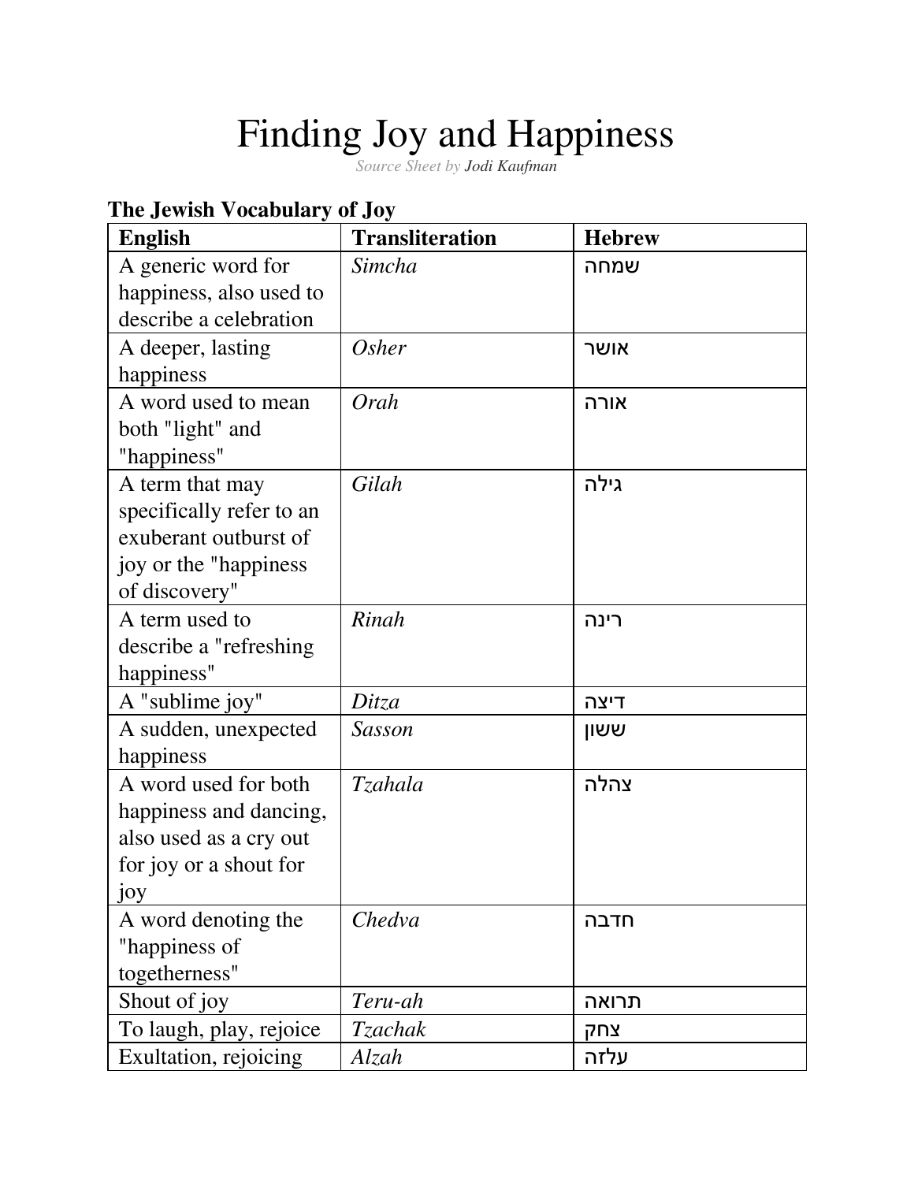# Finding Joy and Happiness

*Source Sheet by Jodi Kaufman*

## The Jewish Vocabulary of Joy

| English | Transliteration | Hebrew |
|---|---|---|
| A generic word for happiness, also used to describe a celebration | *Simcha* | שמחה |
| A deeper, lasting happiness | *Osher* | אושר |
| A word used to mean both "light" and "happiness" | *Orah* | אורה |
| A term that may specifically refer to an exuberant outburst of joy or the "happiness of discovery" | *Gilah* | גילה |
| A term used to describe a "refreshing happiness" | *Rinah* | רינה |
| A "sublime joy" | *Ditza* | דיצה |
| A sudden, unexpected happiness | *Sasson* | ששון |
| A word used for both happiness and dancing, also used as a cry out for joy or a shout for joy | *Tzahala* | צהלה |
| A word denoting the "happiness of togetherness" | *Chedva* | חדבה |
| Shout of joy | *Teru-ah* | תרואה |
| To laugh, play, rejoice | *Tzachak* | צחק |
| Exultation, rejoicing | *Alzah* | עלזה |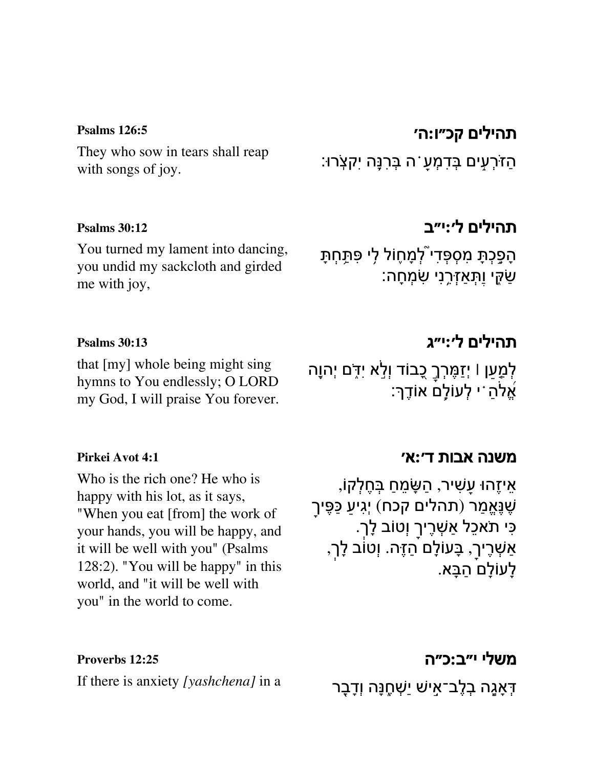**Psalms 126:5**

They who sow in tears shall reap with songs of joy.

**תהילים קכ״ו:ה׳**

הַזֹּרְעִ֥ים בְּדִמְעָ֗ה בְּרִנָּ֥ה יִקְצֹֽרוּ׃

**Psalms 30:12**

You turned my lament into dancing, you undid my sackcloth and girded me with joy,

**תהילים ל׳:י״ב**

הָפַ֣כְתָּ מִסְפְּדִי֮ לְמָח֪וֹל לִ֥י פִּתַּ֥חְתָּ שַׂקִּ֑י וַתְּאַזְּרֵ֥נִי שִׂמְחָֽה׃

**Psalms 30:13**

that [my] whole being might sing hymns to You endlessly; O LORD my God, I will praise You forever.

**תהילים ל׳:י״ג**

לְמַ֤עַן ׀ יְזַמֶּרְךָ֣ כָ֭בוֹד וְלֹ֣א יִדֹּ֑ם יְהוָ֥ה אֱ֝לֹהַ֗י לְעוֹלָ֥ם אוֹדֶֽךָּ׃

**Pirkei Avot 4:1**

Who is the rich one? He who is happy with his lot, as it says, "When you eat [from] the work of your hands, you will be happy, and it will be well with you" (Psalms 128:2). "You will be happy" in this world, and "it will be well with you" in the world to come.

**משנה אבות ד׳:א׳**

אֵיזֶהוּ עָשִׁיר, הַשָּׂמֵחַ בְּחֶלְקוֹ, שֶׁנֶּאֱמַר (תהלים קכח) יְגִיעַ כַּפֶּיךָ כִּי תֹאכֵל אַשְׁרֶיךָ וְטוֹב לָךְ. אַשְׁרֶיךָ, בָּעוֹלָם הַזֶּה. וְטוֹב לָךְ, לָעוֹלָם הַבָּא.

**Proverbs 12:25**

If there is anxiety *[yashchena]* in a

**משלי י״ב:כ״ה**

דְּאָגָ֣ה בְלֶב־אִ֣ישׁ יַשְׁחֶ֑נָּה וְדָבָ֖ר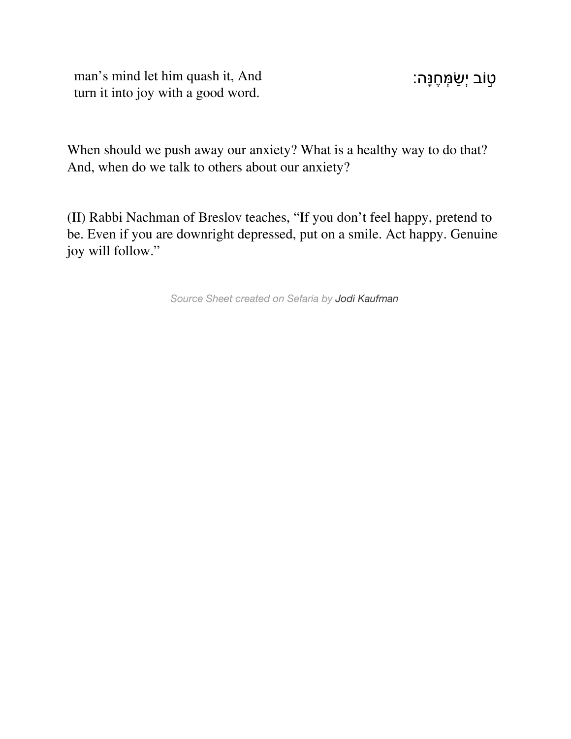man's mind let him quash it, And turn it into joy with a good word.

טֽוֹב יְשַׂמְּחֶֽנָּה׃

When should we push away our anxiety? What is a healthy way to do that? And, when do we talk to others about our anxiety?

(II) Rabbi Nachman of Breslov teaches, "If you don't feel happy, pretend to be. Even if you are downright depressed, put on a smile. Act happy. Genuine joy will follow."

*Source Sheet created on Sefaria by Jodi Kaufman*